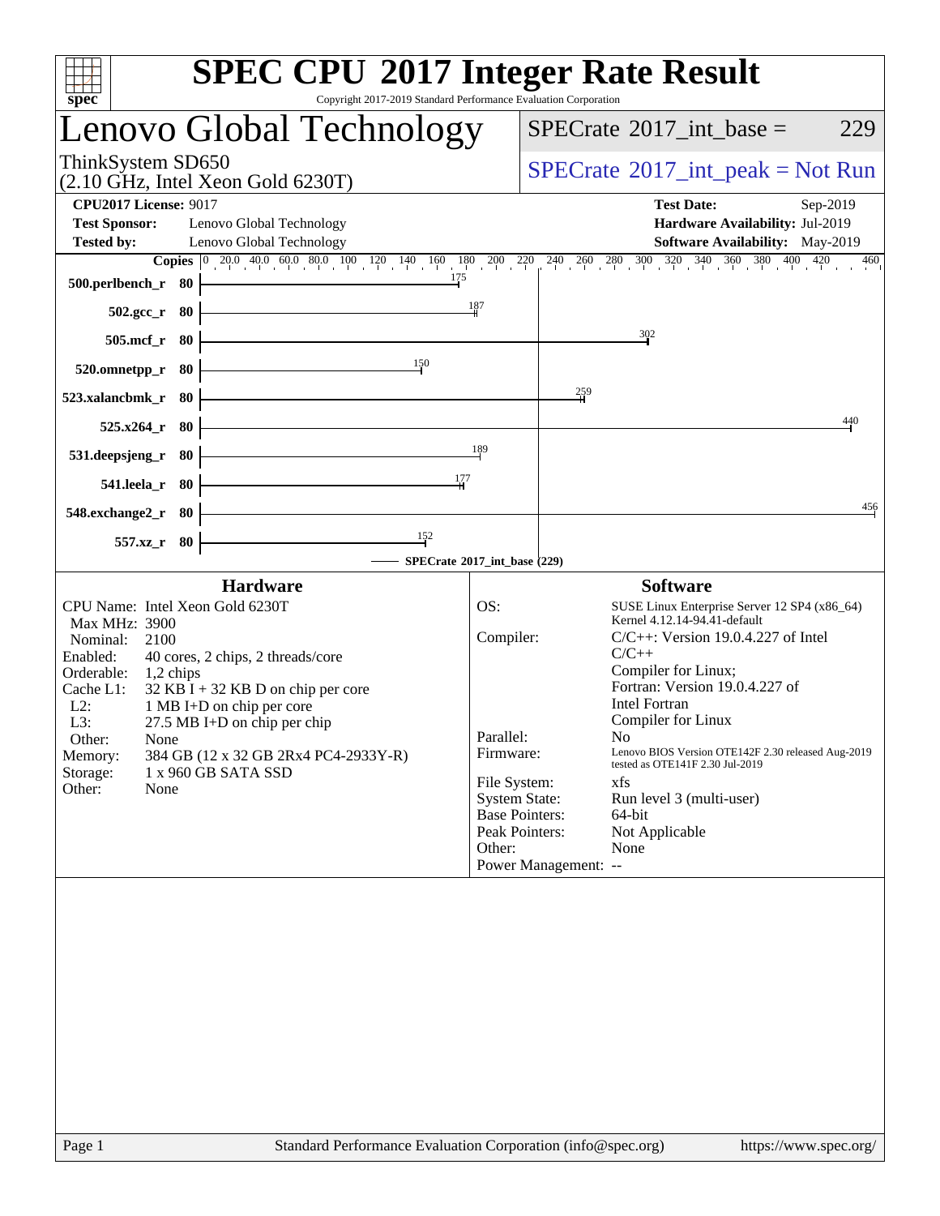# SPEC CPU 2017 Integer Rate Result

Copyright 2017-2019 Standard Performance Evaluation Corporation

## Lenovo Global Technology

ThinkSystem SD650
(2.10 GHz, Intel Xeon Gold 6230T)

SPECrate 2017_int_base = 229

SPECrate 2017_int_peak = Not Run

**CPU2017 License:** 9017
**Test Sponsor:** Lenovo Global Technology
**Tested by:** Lenovo Global Technology

**Test Date:** Sep-2019
**Hardware Availability:** Jul-2019
**Software Availability:** May-2019

| Benchmark | Copies | SPECrate 2017_int_base |
|---|---|---|
| 500.perlbench_r | 80 | 175 |
| 502.gcc_r | 80 | 187 |
| 505.mcf_r | 80 | 302 |
| 520.omnetpp_r | 80 | 150 |
| 523.xalancbmk_r | 80 | 259 |
| 525.x264_r | 80 | 440 |
| 531.deepsjeng_r | 80 | 189 |
| 541.leela_r | 80 | 177 |
| 548.exchange2_r | 80 | 456 |
| 557.xz_r | 80 | 152 |

SPECrate 2017_int_base (229)

### Hardware

| | |
|---|---|
| CPU Name: | Intel Xeon Gold 6230T |
| Max MHz: | 3900 |
| Nominal: | 2100 |
| Enabled: | 40 cores, 2 chips, 2 threads/core |
| Orderable: | 1,2 chips |
| Cache L1: | 32 KB I + 32 KB D on chip per core |
| L2: | 1 MB I+D on chip per core |
| L3: | 27.5 MB I+D on chip per chip |
| Other: | None |
| Memory: | 384 GB (12 x 32 GB 2Rx4 PC4-2933Y-R) |
| Storage: | 1 x 960 GB SATA SSD |
| Other: | None |

### Software

| | |
|---|---|
| OS: | SUSE Linux Enterprise Server 12 SP4 (x86_64) Kernel 4.12.14-94.41-default |
| Compiler: | C/C++: Version 19.0.4.227 of Intel C/C++ Compiler for Linux; Fortran: Version 19.0.4.227 of Intel Fortran Compiler for Linux |
| Parallel: | No |
| Firmware: | Lenovo BIOS Version OTE142F 2.30 released Aug-2019 tested as OTE141F 2.30 Jul-2019 |
| File System: | xfs |
| System State: | Run level 3 (multi-user) |
| Base Pointers: | 64-bit |
| Peak Pointers: | Not Applicable |
| Other: | None |
| Power Management: | -- |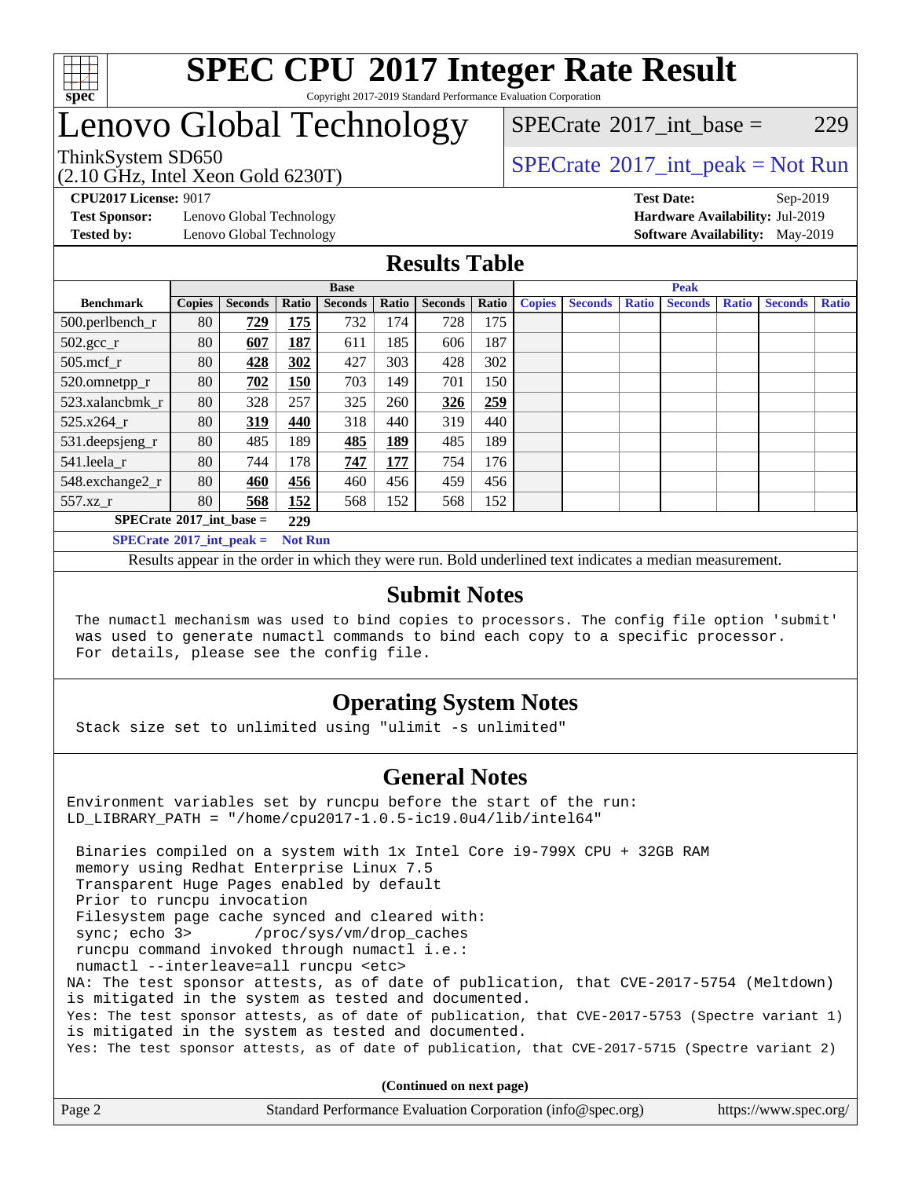# SPEC CPU 2017 Integer Rate Result

Copyright 2017-2019 Standard Performance Evaluation Corporation

# Lenovo Global Technology

ThinkSystem SD650
(2.10 GHz, Intel Xeon Gold 6230T)

SPECrate 2017_int_base = 229

SPECrate 2017_int_peak = Not Run

**CPU2017 License:** 9017
**Test Sponsor:** Lenovo Global Technology
**Tested by:** Lenovo Global Technology

**Test Date:** Sep-2019
**Hardware Availability:** Jul-2019
**Software Availability:** May-2019

## Results Table

| Benchmark | Base | | | | | | | Peak | | | | | | |
|---|---|---|---|---|---|---|---|---|---|---|---|---|---|---|
| | Copies | Seconds | Ratio | Seconds | Ratio | Seconds | Ratio | Copies | Seconds | Ratio | Seconds | Ratio | Seconds | Ratio |
| 500.perlbench_r | 80 | **729** | **175** | 732 | 174 | 728 | 175 | | | | | | | |
| 502.gcc_r | 80 | **607** | **187** | 611 | 185 | 606 | 187 | | | | | | | |
| 505.mcf_r | 80 | **428** | **302** | 427 | 303 | 428 | 302 | | | | | | | |
| 520.omnetpp_r | 80 | **702** | **150** | 703 | 149 | 701 | 150 | | | | | | | |
| 523.xalancbmk_r | 80 | 328 | 257 | 325 | 260 | **326** | **259** | | | | | | | |
| 525.x264_r | 80 | **319** | **440** | 318 | 440 | 319 | 440 | | | | | | | |
| 531.deepsjeng_r | 80 | 485 | 189 | **485** | **189** | 485 | 189 | | | | | | | |
| 541.leela_r | 80 | 744 | 178 | **747** | **177** | 754 | 176 | | | | | | | |
| 548.exchange2_r | 80 | **460** | **456** | 460 | 456 | 459 | 456 | | | | | | | |
| 557.xz_r | 80 | **568** | **152** | 568 | 152 | 568 | 152 | | | | | | | |

**SPECrate 2017_int_base = 229**

**SPECrate 2017_int_peak = Not Run**

Results appear in the order in which they were run. Bold underlined text indicates a median measurement.

## Submit Notes

```
The numactl mechanism was used to bind copies to processors. The config file option 'submit'
was used to generate numactl commands to bind each copy to a specific processor.
For details, please see the config file.
```

## Operating System Notes

```
Stack size set to unlimited using "ulimit -s unlimited"
```

## General Notes

```
Environment variables set by runcpu before the start of the run:
LD_LIBRARY_PATH = "/home/cpu2017-1.0.5-ic19.0u4/lib/intel64"

 Binaries compiled on a system with 1x Intel Core i9-799X CPU + 32GB RAM
 memory using Redhat Enterprise Linux 7.5
 Transparent Huge Pages enabled by default
 Prior to runcpu invocation
 Filesystem page cache synced and cleared with:
 sync; echo 3>       /proc/sys/vm/drop_caches
 runcpu command invoked through numactl i.e.:
 numactl --interleave=all runcpu <etc>
NA: The test sponsor attests, as of date of publication, that CVE-2017-5754 (Meltdown)
is mitigated in the system as tested and documented.
Yes: The test sponsor attests, as of date of publication, that CVE-2017-5753 (Spectre variant 1)
is mitigated in the system as tested and documented.
Yes: The test sponsor attests, as of date of publication, that CVE-2017-5715 (Spectre variant 2)
```

**(Continued on next page)**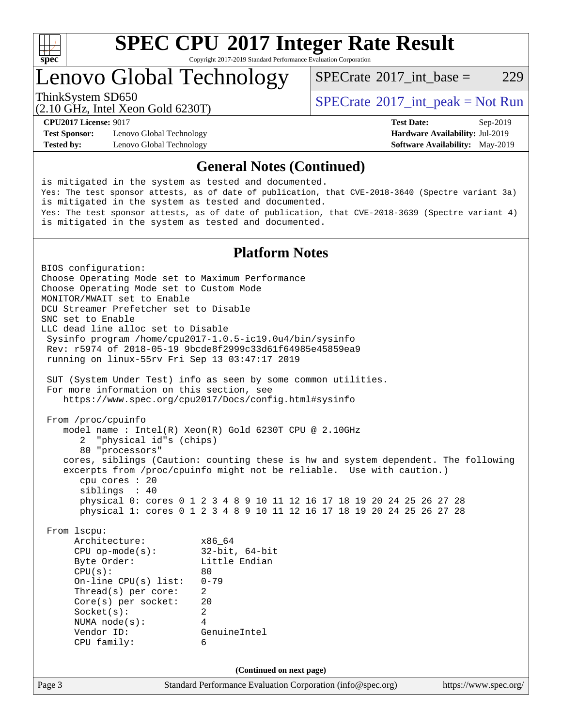# SPEC CPU 2017 Integer Rate Result

Copyright 2017-2019 Standard Performance Evaluation Corporation

## Lenovo Global Technology

ThinkSystem SD650
(2.10 GHz, Intel Xeon Gold 6230T)

SPECrate 2017_int_base = 229

SPECrate 2017_int_peak = Not Run

**CPU2017 License:** 9017
**Test Sponsor:** Lenovo Global Technology
**Tested by:** Lenovo Global Technology

**Test Date:** Sep-2019
**Hardware Availability:** Jul-2019
**Software Availability:** May-2019

### General Notes (Continued)

```
is mitigated in the system as tested and documented.
Yes: The test sponsor attests, as of date of publication, that CVE-2018-3640 (Spectre variant 3a)
is mitigated in the system as tested and documented.
Yes: The test sponsor attests, as of date of publication, that CVE-2018-3639 (Spectre variant 4)
is mitigated in the system as tested and documented.
```

### Platform Notes

```
BIOS configuration:
Choose Operating Mode set to Maximum Performance
Choose Operating Mode set to Custom Mode
MONITOR/MWAIT set to Enable
DCU Streamer Prefetcher set to Disable
SNC set to Enable
LLC dead line alloc set to Disable
 Sysinfo program /home/cpu2017-1.0.5-ic19.0u4/bin/sysinfo
 Rev: r5974 of 2018-05-19 9bcde8f2999c33d61f64985e45859ea9
 running on linux-55rv Fri Sep 13 03:47:17 2019

 SUT (System Under Test) info as seen by some common utilities.
 For more information on this section, see
    https://www.spec.org/cpu2017/Docs/config.html#sysinfo

 From /proc/cpuinfo
    model name : Intel(R) Xeon(R) Gold 6230T CPU @ 2.10GHz
       2  "physical id"s (chips)
       80 "processors"
    cores, siblings (Caution: counting these is hw and system dependent. The following
    excerpts from /proc/cpuinfo might not be reliable.  Use with caution.)
       cpu cores : 20
       siblings  : 40
       physical 0: cores 0 1 2 3 4 8 9 10 11 12 16 17 18 19 20 24 25 26 27 28
       physical 1: cores 0 1 2 3 4 8 9 10 11 12 16 17 18 19 20 24 25 26 27 28

 From lscpu:
      Architecture:          x86_64
      CPU op-mode(s):        32-bit, 64-bit
      Byte Order:            Little Endian
      CPU(s):                80
      On-line CPU(s) list:   0-79
      Thread(s) per core:    2
      Core(s) per socket:    20
      Socket(s):             2
      NUMA node(s):          4
      Vendor ID:             GenuineIntel
      CPU family:            6
```

(Continued on next page)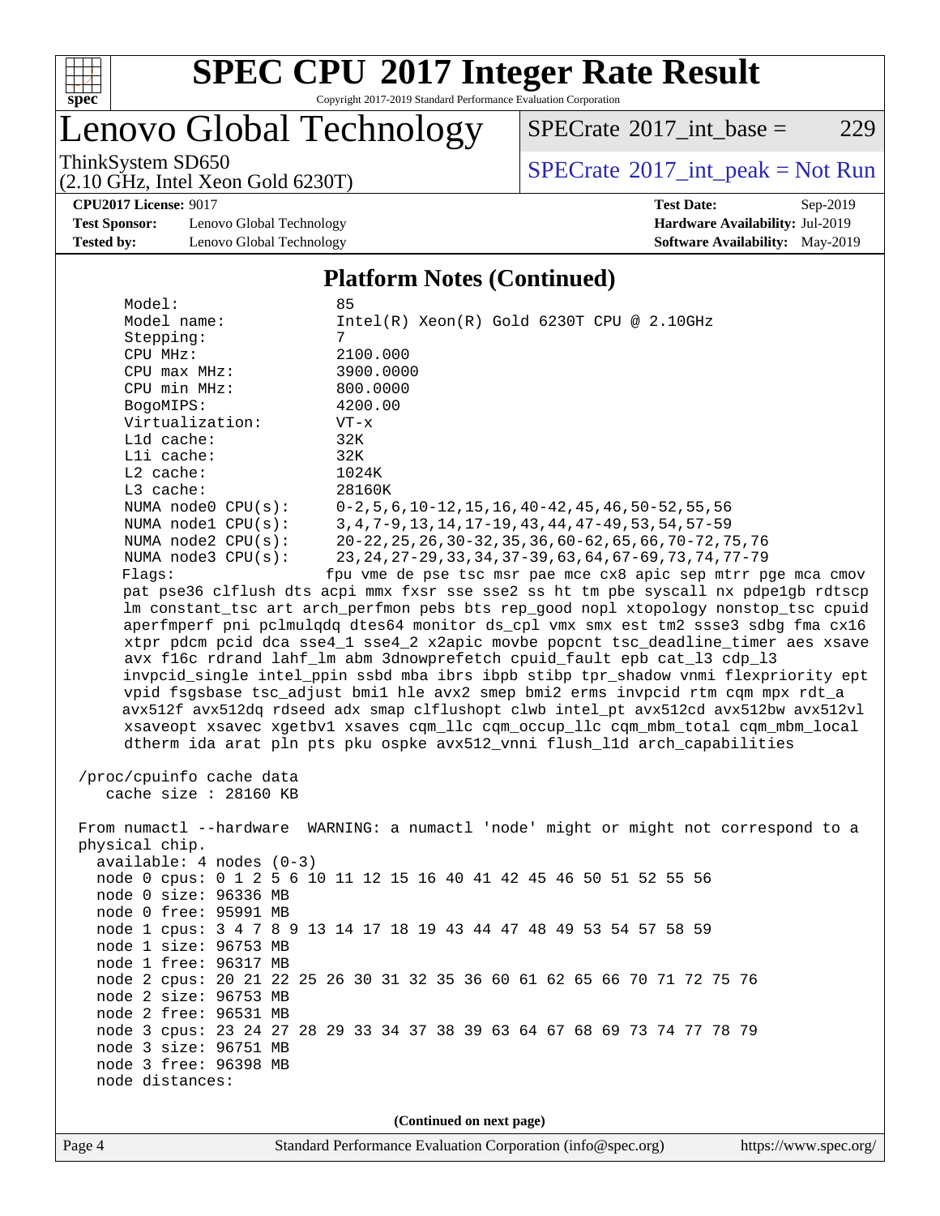# SPEC CPU 2017 Integer Rate Result

Copyright 2017-2019 Standard Performance Evaluation Corporation

## Lenovo Global Technology

ThinkSystem SD650
(2.10 GHz, Intel Xeon Gold 6230T)

SPECrate 2017_int_base = 229

SPECrate 2017_int_peak = Not Run

**CPU2017 License:** 9017
**Test Sponsor:** Lenovo Global Technology
**Tested by:** Lenovo Global Technology

**Test Date:** Sep-2019
**Hardware Availability:** Jul-2019
**Software Availability:** May-2019

### Platform Notes (Continued)

```
      Model:                 85
      Model name:            Intel(R) Xeon(R) Gold 6230T CPU @ 2.10GHz
      Stepping:              7
      CPU MHz:               2100.000
      CPU max MHz:           3900.0000
      CPU min MHz:           800.0000
      BogoMIPS:              4200.00
      Virtualization:        VT-x
      L1d cache:             32K
      L1i cache:             32K
      L2 cache:              1024K
      L3 cache:              28160K
      NUMA node0 CPU(s):     0-2,5,6,10-12,15,16,40-42,45,46,50-52,55,56
      NUMA node1 CPU(s):     3,4,7-9,13,14,17-19,43,44,47-49,53,54,57-59
      NUMA node2 CPU(s):     20-22,25,26,30-32,35,36,60-62,65,66,70-72,75,76
      NUMA node3 CPU(s):     23,24,27-29,33,34,37-39,63,64,67-69,73,74,77-79
      Flags:                 fpu vme de pse tsc msr pae mce cx8 apic sep mtrr pge mca cmov
      pat pse36 clflush dts acpi mmx fxsr sse sse2 ss ht tm pbe syscall nx pdpe1gb rdtscp
      lm constant_tsc art arch_perfmon pebs bts rep_good nopl xtopology nonstop_tsc cpuid
      aperfmperf pni pclmulqdq dtes64 monitor ds_cpl vmx smx est tm2 ssse3 sdbg fma cx16
      xtpr pdcm pcid dca sse4_1 sse4_2 x2apic movbe popcnt tsc_deadline_timer aes xsave
      avx f16c rdrand lahf_lm abm 3dnowprefetch cpuid_fault epb cat_l3 cdp_l3
      invpcid_single intel_ppin ssbd mba ibrs ibpb stibp tpr_shadow vnmi flexpriority ept
      vpid fsgsbase tsc_adjust bmi1 hle avx2 smep bmi2 erms invpcid rtm cqm mpx rdt_a
      avx512f avx512dq rdseed adx smap clflushopt clwb intel_pt avx512cd avx512bw avx512vl
      xsaveopt xsavec xgetbv1 xsaves cqm_llc cqm_occup_llc cqm_mbm_total cqm_mbm_local
      dtherm ida arat pln pts pku ospke avx512_vnni flush_l1d arch_capabilities

 /proc/cpuinfo cache data
    cache size : 28160 KB

 From numactl --hardware  WARNING: a numactl 'node' might or might not correspond to a
 physical chip.
   available: 4 nodes (0-3)
   node 0 cpus: 0 1 2 5 6 10 11 12 15 16 40 41 42 45 46 50 51 52 55 56
   node 0 size: 96336 MB
   node 0 free: 95991 MB
   node 1 cpus: 3 4 7 8 9 13 14 17 18 19 43 44 47 48 49 53 54 57 58 59
   node 1 size: 96753 MB
   node 1 free: 96317 MB
   node 2 cpus: 20 21 22 25 26 30 31 32 35 36 60 61 62 65 66 70 71 72 75 76
   node 2 size: 96753 MB
   node 2 free: 96531 MB
   node 3 cpus: 23 24 27 28 29 33 34 37 38 39 63 64 67 68 69 73 74 77 78 79
   node 3 size: 96751 MB
   node 3 free: 96398 MB
   node distances:
```

(Continued on next page)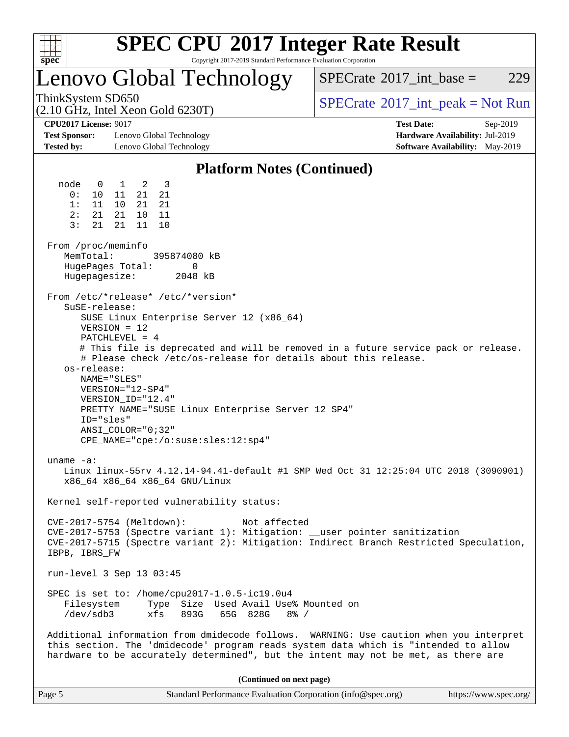## Platform Notes (Continued)

```
  node   0   1   2   3
    0:  10  11  21  21
    1:  11  10  21  21
    2:  21  21  10  11
    3:  21  21  11  10

From /proc/meminfo
   MemTotal:       395874080 kB
   HugePages_Total:       0
   Hugepagesize:       2048 kB

From /etc/*release* /etc/*version*
   SuSE-release:
      SUSE Linux Enterprise Server 12 (x86_64)
      VERSION = 12
      PATCHLEVEL = 4
      # This file is deprecated and will be removed in a future service pack or release.
      # Please check /etc/os-release for details about this release.
   os-release:
      NAME="SLES"
      VERSION="12-SP4"
      VERSION_ID="12.4"
      PRETTY_NAME="SUSE Linux Enterprise Server 12 SP4"
      ID="sles"
      ANSI_COLOR="0;32"
      CPE_NAME="cpe:/o:suse:sles:12:sp4"

uname -a:
   Linux linux-55rv 4.12.14-94.41-default #1 SMP Wed Oct 31 12:25:04 UTC 2018 (3090901)
   x86_64 x86_64 x86_64 GNU/Linux

Kernel self-reported vulnerability status:

CVE-2017-5754 (Meltdown):          Not affected
CVE-2017-5753 (Spectre variant 1): Mitigation: __user pointer sanitization
CVE-2017-5715 (Spectre variant 2): Mitigation: Indirect Branch Restricted Speculation,
IBPB, IBRS_FW

run-level 3 Sep 13 03:45

SPEC is set to: /home/cpu2017-1.0.5-ic19.0u4
   Filesystem     Type  Size  Used Avail Use% Mounted on
   /dev/sdb3      xfs   893G   65G  828G   8% /

Additional information from dmidecode follows.  WARNING: Use caution when you interpret
this section. The 'dmidecode' program reads system data which is "intended to allow
hardware to be accurately determined", but the intent may not be met, as there are
```

**(Continued on next page)**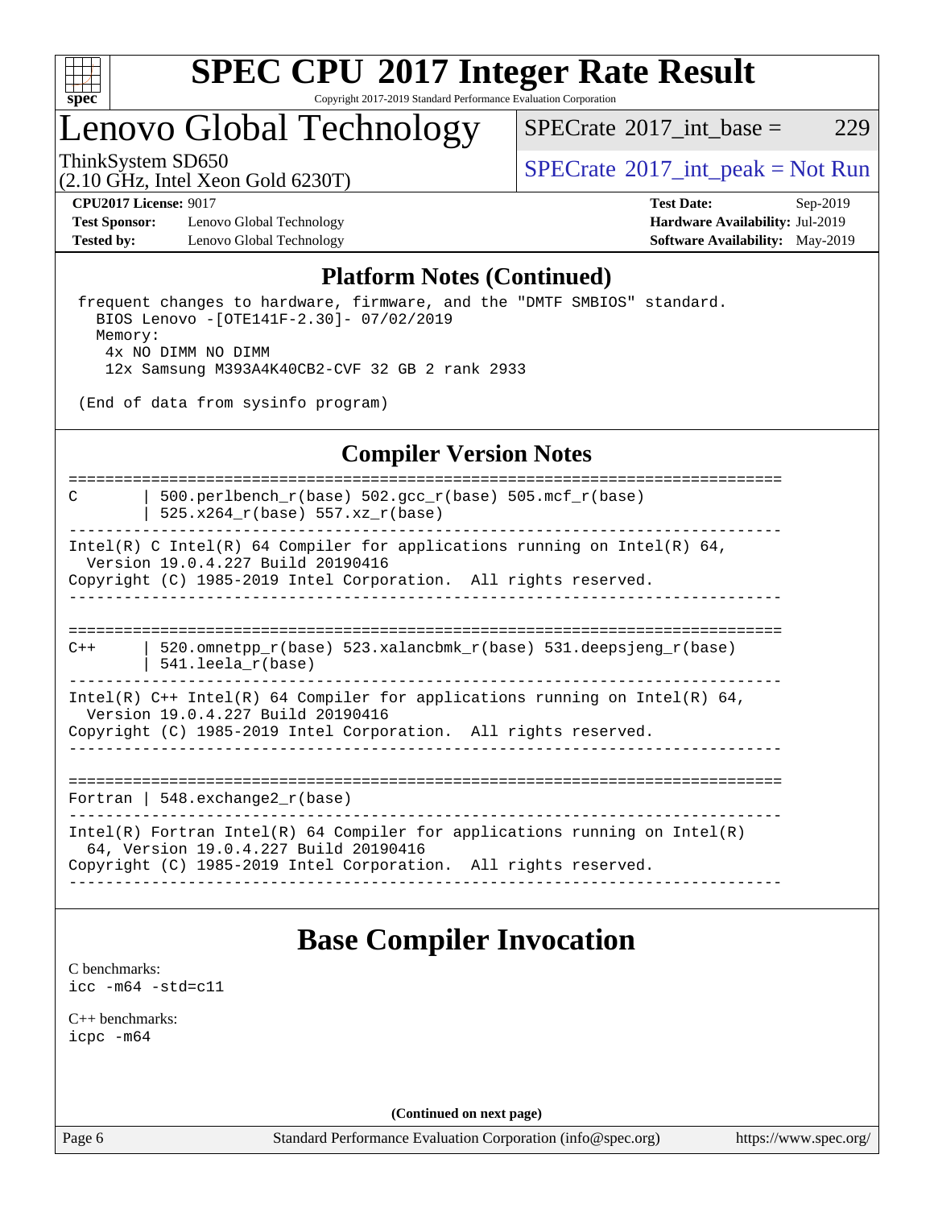## Platform Notes (Continued)

```
 frequent changes to hardware, firmware, and the "DMTF SMBIOS" standard.
   BIOS Lenovo -[OTE141F-2.30]- 07/02/2019
   Memory:
    4x NO DIMM NO DIMM
    12x Samsung M393A4K40CB2-CVF 32 GB 2 rank 2933

 (End of data from sysinfo program)
```

## Compiler Version Notes

```
==============================================================================
C       | 500.perlbench_r(base) 502.gcc_r(base) 505.mcf_r(base)
        | 525.x264_r(base) 557.xz_r(base)
------------------------------------------------------------------------------
Intel(R) C Intel(R) 64 Compiler for applications running on Intel(R) 64,
  Version 19.0.4.227 Build 20190416
Copyright (C) 1985-2019 Intel Corporation.  All rights reserved.
------------------------------------------------------------------------------

==============================================================================
C++     | 520.omnetpp_r(base) 523.xalancbmk_r(base) 531.deepsjeng_r(base)
        | 541.leela_r(base)
------------------------------------------------------------------------------
Intel(R) C++ Intel(R) 64 Compiler for applications running on Intel(R) 64,
  Version 19.0.4.227 Build 20190416
Copyright (C) 1985-2019 Intel Corporation.  All rights reserved.
------------------------------------------------------------------------------

==============================================================================
Fortran | 548.exchange2_r(base)
------------------------------------------------------------------------------
Intel(R) Fortran Intel(R) 64 Compiler for applications running on Intel(R)
  64, Version 19.0.4.227 Build 20190416
Copyright (C) 1985-2019 Intel Corporation.  All rights reserved.
------------------------------------------------------------------------------
```

## Base Compiler Invocation

C benchmarks:
`icc -m64 -std=c11`

C++ benchmarks:
`icpc -m64`

(Continued on next page)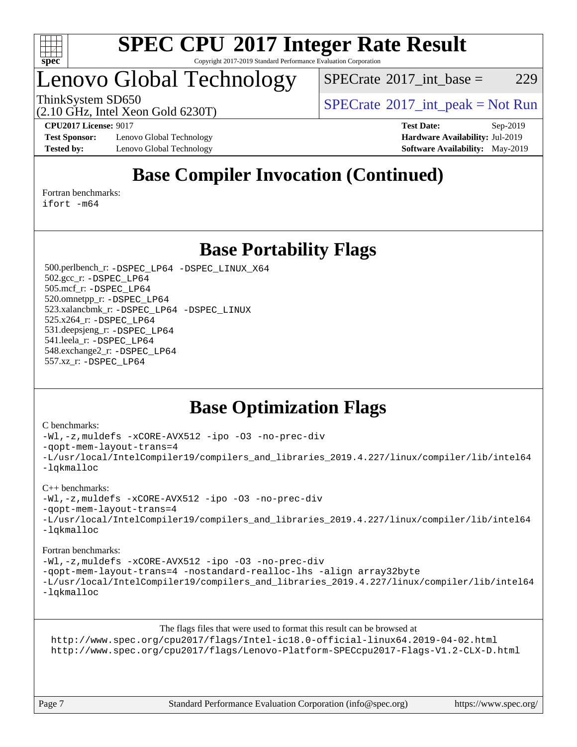# SPEC CPU 2017 Integer Rate Result

Copyright 2017-2019 Standard Performance Evaluation Corporation

# Lenovo Global Technology

ThinkSystem SD650
(2.10 GHz, Intel Xeon Gold 6230T)

SPECrate 2017_int_base = 229

SPECrate 2017_int_peak = Not Run

**CPU2017 License:** 9017
**Test Sponsor:** Lenovo Global Technology
**Tested by:** Lenovo Global Technology

**Test Date:** Sep-2019
**Hardware Availability:** Jul-2019
**Software Availability:** May-2019

## Base Compiler Invocation (Continued)

Fortran benchmarks:
`ifort -m64`

## Base Portability Flags

500.perlbench_r: `-DSPEC_LP64 -DSPEC_LINUX_X64`
502.gcc_r: `-DSPEC_LP64`
505.mcf_r: `-DSPEC_LP64`
520.omnetpp_r: `-DSPEC_LP64`
523.xalancbmk_r: `-DSPEC_LP64 -DSPEC_LINUX`
525.x264_r: `-DSPEC_LP64`
531.deepsjeng_r: `-DSPEC_LP64`
541.leela_r: `-DSPEC_LP64`
548.exchange2_r: `-DSPEC_LP64`
557.xz_r: `-DSPEC_LP64`

## Base Optimization Flags

C benchmarks:
```
-Wl,-z,muldefs -xCORE-AVX512 -ipo -O3 -no-prec-div
-qopt-mem-layout-trans=4
-L/usr/local/IntelCompiler19/compilers_and_libraries_2019.4.227/linux/compiler/lib/intel64
-lqkmalloc
```

C++ benchmarks:
```
-Wl,-z,muldefs -xCORE-AVX512 -ipo -O3 -no-prec-div
-qopt-mem-layout-trans=4
-L/usr/local/IntelCompiler19/compilers_and_libraries_2019.4.227/linux/compiler/lib/intel64
-lqkmalloc
```

Fortran benchmarks:
```
-Wl,-z,muldefs -xCORE-AVX512 -ipo -O3 -no-prec-div
-qopt-mem-layout-trans=4 -nostandard-realloc-lhs -align array32byte
-L/usr/local/IntelCompiler19/compilers_and_libraries_2019.4.227/linux/compiler/lib/intel64
-lqkmalloc
```

The flags files that were used to format this result can be browsed at
http://www.spec.org/cpu2017/flags/Intel-ic18.0-official-linux64.2019-04-02.html
http://www.spec.org/cpu2017/flags/Lenovo-Platform-SPECcpu2017-Flags-V1.2-CLX-D.html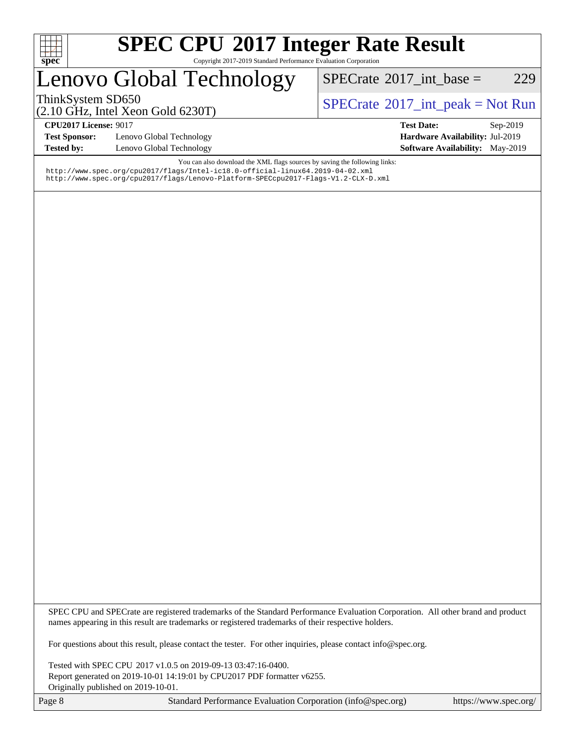You can also download the XML flags sources by saving the following links:
http://www.spec.org/cpu2017/flags/Intel-ic18.0-official-linux64.2019-04-02.xml
http://www.spec.org/cpu2017/flags/Lenovo-Platform-SPECcpu2017-Flags-V1.2-CLX-D.xml

SPEC CPU and SPECrate are registered trademarks of the Standard Performance Evaluation Corporation. All other brand and product names appearing in this result are trademarks or registered trademarks of their respective holders.

For questions about this result, please contact the tester. For other inquiries, please contact info@spec.org.

Tested with SPEC CPU 2017 v1.0.5 on 2019-09-13 03:47:16-0400.
Report generated on 2019-10-01 14:19:01 by CPU2017 PDF formatter v6255.
Originally published on 2019-10-01.